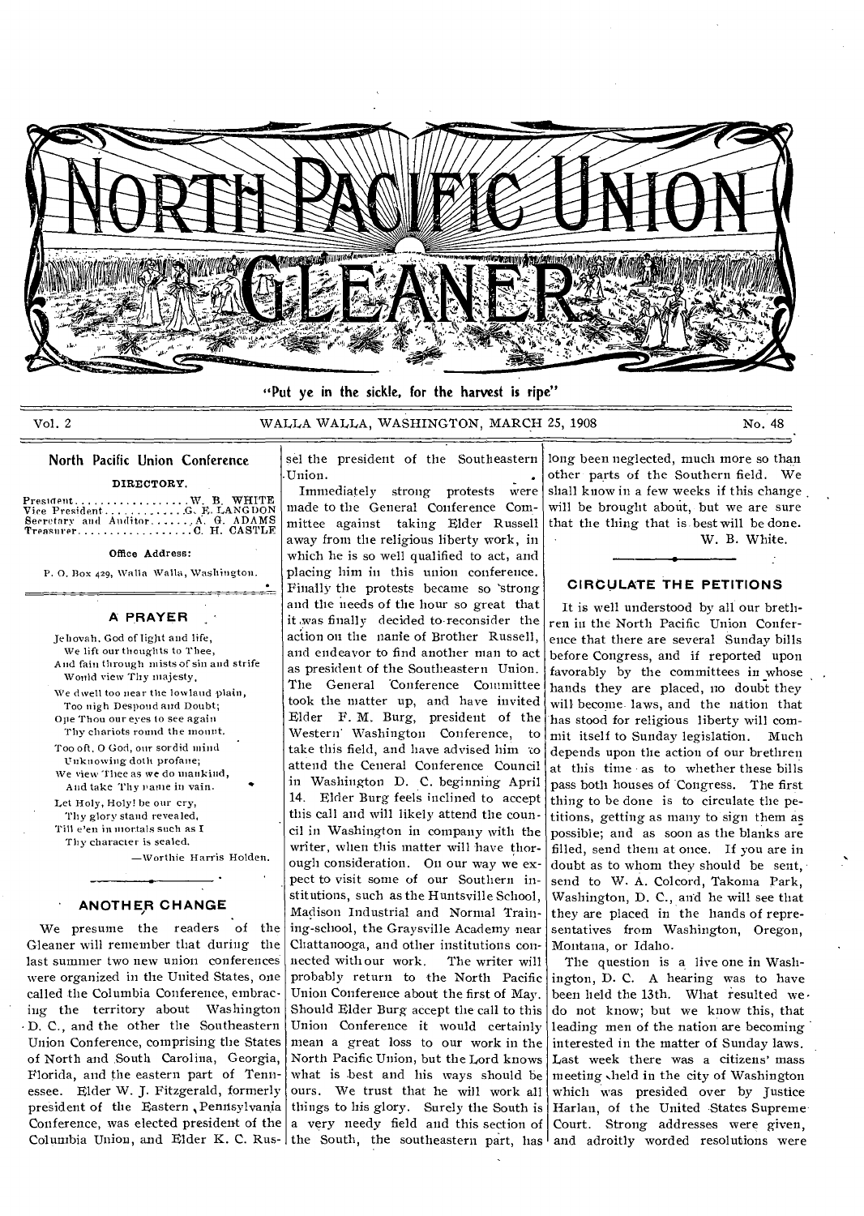# NORTH PACIFIC UNION GLEANER

"Put ye in the sickle, for the harvest is ripe"

Vol. 2 WALLA WALLA, WASHINGTON, MARCH 25, 1908 No. 48

## North Pacific Union Conference

**DIRECTORY.**

President . . . . . . . . . . . . . . . . . W. B. WHITE
Vice President . . . . . . . . . . . . G. E. LANGDON
Secretary and Auditor . . . . . . . A. G. ADAMS
Treasurer . . . . . . . . . . . . . . . . . C. H. CASTLE

**Office Address:**

P. O. Box 429, Walla Walla, Washington.

### A PRAYER

Jehovah, God of light and life,
We lift our thoughts to Thee,
And fain through mists of sin and strife
Would view Thy majesty.
We dwell too near the lowland plain,
Too nigh Despond and Doubt;
Ope Thou our eyes to see again
Thy chariots round the mount.
Too oft, O God, our sordid mind
Unknowing doth profane;
We view Thee as we do mankind,
And take Thy name in vain.
Let Holy, Holy! be our cry,
Thy glory stand revealed,
Till e'en in mortals such as I
Thy character is sealed.

—Worthie Harris Holden.

### ANOTHER CHANGE

We presume the readers of the Gleaner will remember that during the last summer two new union conferences were organized in the United States, one called the Columbia Conference, embracing the territory about Washington D. C., and the other the Southeastern Union Conference, comprising the States of North and South Carolina, Georgia, Florida, and the eastern part of Tennessee. Elder W. J. Fitzgerald, formerly president of the Eastern Pennsylvania Conference, was elected president of the Columbia Union, and Elder K. C. Russel the president of the Southeastern Union.

Immediately strong protests were made to the General Conference Committee against taking Elder Russell away from the religious liberty work, in which he is so well qualified to act, and placing him in this union conference. Finally the protests became so strong and the needs of the hour so great that it was finally decided to reconsider the action on the name of Brother Russell, and endeavor to find another man to act as president of the Southeastern Union. The General Conference Committee took the matter up, and have invited Elder F. M. Burg, president of the Western Washington Conference, to take this field, and have advised him to attend the General Conference Council in Washington D. C. beginning April 14. Elder Burg feels inclined to accept this call and will likely attend the council in Washington in company with the writer, when this matter will have thorough consideration. On our way we expect to visit some of our Southern institutions, such as the Huntsville School, Madison Industrial and Normal Training-school, the Graysville Academy near Chattanooga, and other institutions connected with our work. The writer will probably return to the North Pacific Union Conference about the first of May. Should Elder Burg accept the call to this Union Conference it would certainly mean a great loss to our work in the North Pacific Union, but the Lord knows what is best and his ways should be ours. We trust that he will work all things to his glory. Surely the South is a very needy field and this section of the South, the southeastern part, has long been neglected, much more so than other parts of the Southern field. We shall know in a few weeks if this change will be brought about, but we are sure that the thing that is best will be done.

W. B. White.

### CIRCULATE THE PETITIONS

It is well understood by all our brethren in the North Pacific Union Conference that there are several Sunday bills before Congress, and if reported upon favorably by the committees in whose hands they are placed, no doubt they will become laws, and the nation that has stood for religious liberty will commit itself to Sunday legislation. Much depends upon the action of our brethren at this time as to whether these bills pass both houses of Congress. The first thing to be done is to circulate the petitions, getting as many to sign them as possible; and as soon as the blanks are filled, send them at once. If you are in doubt as to whom they should be sent, send to W. A. Colcord, Takoma Park, Washington, D. C., and he will see that they are placed in the hands of representatives from Washington, Oregon, Montana, or Idaho.

The question is a live one in Washington, D. C. A hearing was to have been held the 13th. What resulted we do not know; but we know this, that leading men of the nation are becoming interested in the matter of Sunday laws. Last week there was a citizens' mass meeting held in the city of Washington which was presided over by Justice Harlan, of the United States Supreme Court. Strong addresses were given, and adroitly worded resolutions were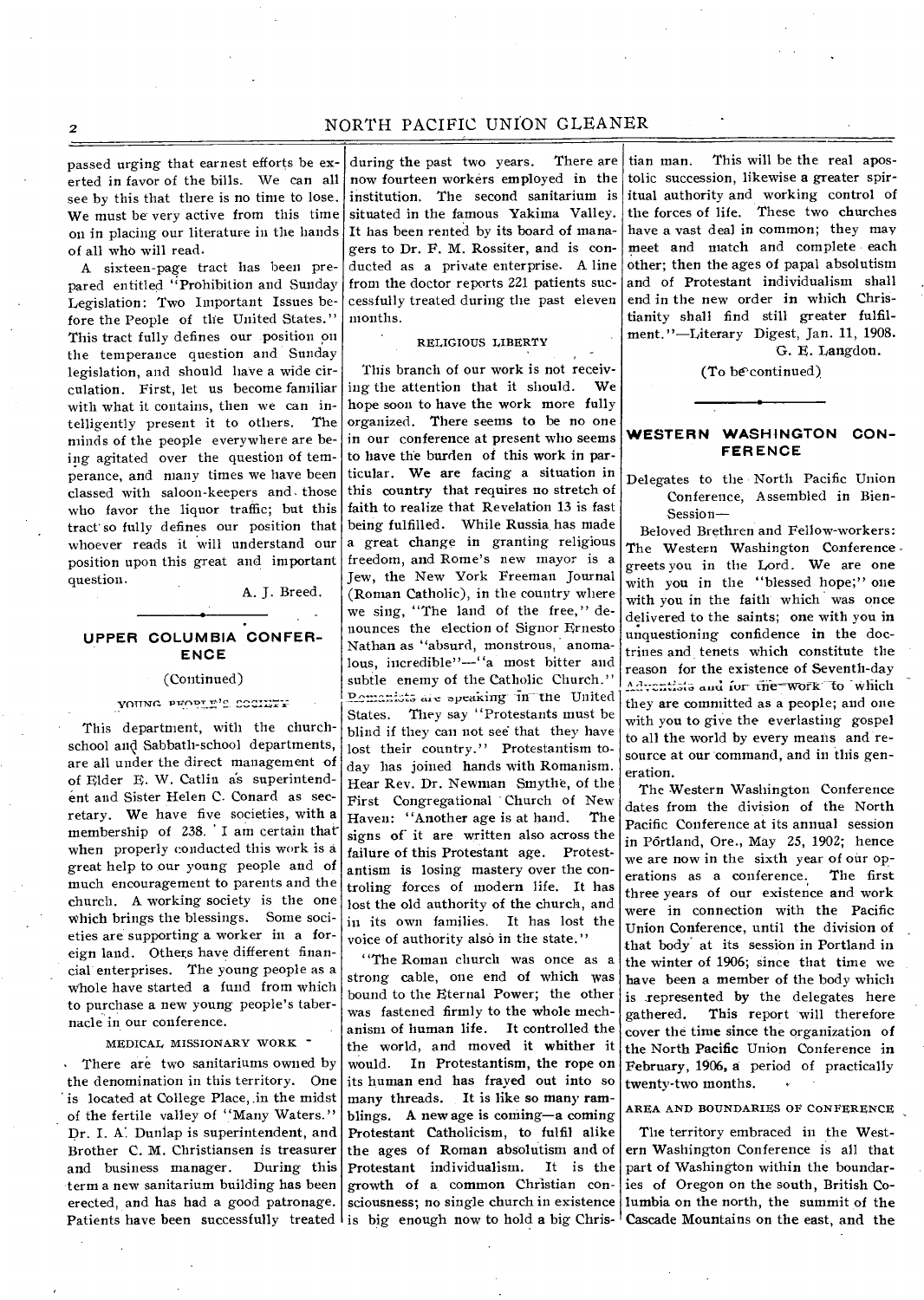passed urging that earnest efforts be exerted in favor of the bills. We can all see by this that there is no time to lose. We must be very active from this time on in placing our literature in the hands of all who will read.

A sixteen-page tract has been prepared entitled "Prohibition and Sunday Legislation: Two Important Issues before the People of the United States." This tract fully defines our position on the temperance question and Sunday legislation, and should have a wide circulation. First, let us become familiar with what it contains, then we can intelligently present it to others. The minds of the people everywhere are being agitated over the question of temperance, and many times we have been classed with saloon-keepers and those who favor the liquor traffic; but this tract so fully defines our position that whoever reads it will understand our position upon this great and important question.

A. J. Breed.

## UPPER COLUMBIA CONFERENCE

(Continued)

### YOUNG PEOPLE'S SOCIETY

This department, with the church-school and Sabbath-school departments, are all under the direct management of Elder E. W. Catlin as superintendent and Sister Helen C. Conard as secretary. We have five societies, with a membership of 238. I am certain that when properly conducted this work is a great help to our young people and of much encouragement to parents and the church. A working society is the one which brings the blessings. Some societies are supporting a worker in a foreign land. Others have different financial enterprises. The young people as a whole have started a fund from which to purchase a new young people's tabernacle in our conference.

### MEDICAL MISSIONARY WORK

There are two sanitariums owned by the denomination in this territory. One is located at College Place, in the midst of the fertile valley of "Many Waters." Dr. I. A. Dunlap is superintendent, and Brother C. M. Christiansen is treasurer and business manager. During this term a new sanitarium building has been erected, and has had a good patronage. Patients have been successfully treated during the past two years. There are now fourteen workers employed in the institution. The second sanitarium is situated in the famous Yakima Valley. It has been rented by its board of managers to Dr. F. M. Rossiter, and is conducted as a private enterprise. A line from the doctor reports 221 patients successfully treated during the past eleven months.

### RELIGIOUS LIBERTY

This branch of our work is not receiving the attention that it should. We hope soon to have the work more fully organized. There seems to be no one in our conference at present who seems to have the burden of this work in particular. We are facing a situation in this country that requires no stretch of faith to realize that Revelation 13 is fast being fulfilled. While Russia has made a great change in granting religious freedom, and Rome's new mayor is a Jew, the New York Freeman Journal (Roman Catholic), in the country where we sing, "The land of the free," denounces the election of Signor Ernesto Nathan as "absurd, monstrous, anomalous, incredible"—"a most bitter and subtle enemy of the Catholic Church." Romanists are speaking in the United States. They say "Protestants must be blind if they can not see that they have lost their country." Protestantism today has joined hands with Romanism. Hear Rev. Dr. Newman Smythe, of the First Congregational Church of New Haven: "Another age is at hand. The signs of it are written also across the failure of this Protestant age. Protestantism is losing mastery over the controling forces of modern life. It has lost the old authority of the church, and in its own families. It has lost the voice of authority also in the state."

"The Roman church was once as a strong cable, one end of which was bound to the Eternal Power; the other was fastened firmly to the whole mechanism of human life. It controlled the the world, and moved it whither it would. In Protestantism, the rope on its human end has frayed out into so many threads. It is like so many ramblings. A new age is coming—a coming Protestant Catholicism, to fulfil alike the ages of Roman absolutism and of Protestant individualism. It is the growth of a common Christian consciousness; no single church in existence is big enough now to hold a big Christian man. This will be the real apostolic succession, likewise a greater spiritual authority and working control of the forces of life. These two churches have a vast deal in common; they may meet and match and complete each other; then the ages of papal absolutism and of Protestant individualism shall end in the new order in which Christianity shall find still greater fulfilment."—Literary Digest, Jan. 11, 1908.

G. E. Langdon.

(To be continued)

## WESTERN WASHINGTON CONFERENCE

Delegates to the North Pacific Union Conference, Assembled in Bien-Session—

Beloved Brethren and Fellow-workers: The Western Washington Conference greets you in the Lord. We are one with you in the "blessed hope;" one with you in the faith which was once delivered to the saints; one with you in unquestioning confidence in the doctrines and tenets which constitute the reason for the existence of Seventh-day Adventists and for the work to which they are committed as a people; and one with you to give the everlasting gospel to all the world by every means and resource at our command, and in this generation.

The Western Washington Conference dates from the division of the North Pacific Conference at its annual session in Portland, Ore., May 25, 1902; hence we are now in the sixth year of our operations as a conference. The first three years of our existence and work were in connection with the Pacific Union Conference, until the division of that body at its session in Portland in the winter of 1906; since that time we have been a member of the body which is represented by the delegates here gathered. This report will therefore cover the time since the organization of the North Pacific Union Conference in February, 1906, a period of practically twenty-two months.

### AREA AND BOUNDARIES OF CONFERENCE

The territory embraced in the Western Washington Conference is all that part of Washington within the boundaries of Oregon on the south, British Columbia on the north, the summit of the Cascade Mountains on the east, and the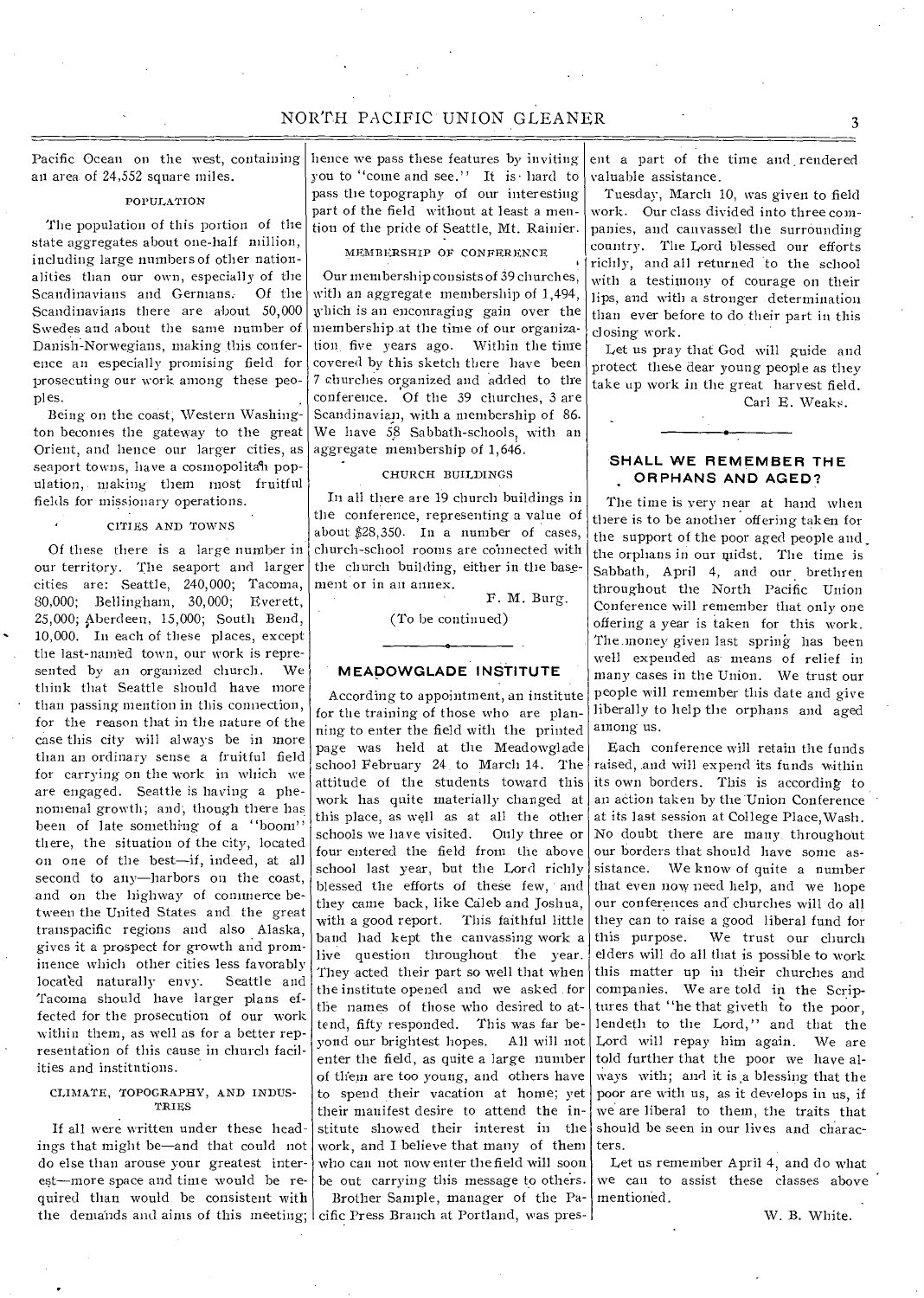Pacific Ocean on the west, containing an area of 24,552 square miles.

#### POPULATION

The population of this portion of the state aggregates about one-half million, including large numbers of other nationalities than our own, especially of the Scandinavians and Germans. Of the Scandinavians there are about 50,000 Swedes and about the same number of Danish-Norwegians, making this conference an especially promising field for prosecuting our work among these peoples.

Being on the coast, Western Washington becomes the gateway to the great Orient, and hence our larger cities, as seaport towns, have a cosmopolitan population, making them most fruitful fields for missionary operations.

#### CITIES AND TOWNS

Of these there is a large number in our territory. The seaport and larger cities are: Seattle, 240,000; Tacoma, 80,000; Bellingham, 30,000; Everett, 25,000; Aberdeen, 15,000; South Bend, 10,000. In each of these places, except the last-named town, our work is represented by an organized church. We think that Seattle should have more than passing mention in this connection, for the reason that in the nature of the case this city will always be in more than an ordinary sense a fruitful field for carrying on the work in which we are engaged. Seattle is having a phenomenal growth; and, though there has been of late something of a "boom" there, the situation of the city, located on one of the best—if, indeed, at all second to any—harbors on the coast, and on the highway of commerce between the United States and the great transpacific regions and also Alaska, gives it a prospect for growth and prominence which other cities less favorably located naturally envy. Seattle and Tacoma should have larger plans effected for the prosecution of our work within them, as well as for a better representation of this cause in church facilities and institutions.

#### CLIMATE, TOPOGRAPHY, AND INDUSTRIES

If all were written under these headings that might be—and that could not do else than arouse your greatest interest—more space and time would be required than would be consistent with the demands and aims of this meeting; hence we pass these features by inviting you to "come and see." It is hard to pass the topography of our interesting part of the field without at least a mention of the pride of Seattle, Mt. Rainier.

#### MEMBERSHIP OF CONFERENCE

Our membership consists of 39 churches, with an aggregate membership of 1,494, which is an encouraging gain over the membership at the time of our organization five years ago. Within the time covered by this sketch there have been 7 churches organized and added to the conference. Of the 39 churches, 3 are Scandinavian, with a membership of 86. We have 58 Sabbath-schools, with an aggregate membership of 1,646.

#### CHURCH BUILDINGS

In all there are 19 church buildings in the conference, representing a value of about $28,350. In a number of cases, church-school rooms are connected with the church building, either in the basement or in an annex.

F. M. Burg.

(To be continued)

---

## MEADOWGLADE INSTITUTE

According to appointment, an institute for the training of those who are planning to enter the field with the printed page was held at the Meadowglade school February 24 to March 14. The attitude of the students toward this work has quite materially changed at this place, as well as at all the other schools we have visited. Only three or four entered the field from the above school last year, but the Lord richly blessed the efforts of these few, and they came back, like Caleb and Joshua, with a good report. This faithful little band had kept the canvassing work a live question throughout the year. They acted their part so well that when the institute opened and we asked for the names of those who desired to attend, fifty responded. This was far beyond our brightest hopes. All will not enter the field, as quite a large number of them are too young, and others have to spend their vacation at home; yet their manifest desire to attend the institute showed their interest in the work, and I believe that many of them who can not now enter the field will soon be out carrying this message to others.

Brother Sample, manager of the Pacific Press Branch at Portland, was present a part of the time and rendered valuable assistance.

Tuesday, March 10, was given to field work. Our class divided into three companies, and canvassed the surrounding country. The Lord blessed our efforts richly, and all returned to the school with a testimony of courage on their lips, and with a stronger determination than ever before to do their part in this closing work.

Let us pray that God will guide and protect these dear young people as they take up work in the great harvest field.

Carl E. Weaks.

---

## SHALL WE REMEMBER THE ORPHANS AND AGED?

The time is very near at hand when there is to be another offering taken for the support of the poor aged people and the orphans in our midst. The time is Sabbath, April 4, and our brethren throughout the North Pacific Union Conference will remember that only one offering a year is taken for this work. The money given last spring has been well expended as means of relief in many cases in the Union. We trust our people will remember this date and give liberally to help the orphans and aged among us.

Each conference will retain the funds raised, and will expend its funds within its own borders. This is according to an action taken by the Union Conference at its last session at College Place, Wash. No doubt there are many throughout our borders that should have some assistance. We know of quite a number that even now need help, and we hope our conferences and churches will do all they can to raise a good liberal fund for this purpose. We trust our church elders will do all that is possible to work this matter up in their churches and companies. We are told in the Scriptures that "he that giveth to the poor, lendeth to the Lord," and that the Lord will repay him again. We are told further that the poor we have always with; and it is a blessing that the poor are with us, as it develops in us, if we are liberal to them, the traits that should be seen in our lives and characters.

Let us remember April 4, and do what we can to assist these classes above mentioned.

W. B. White.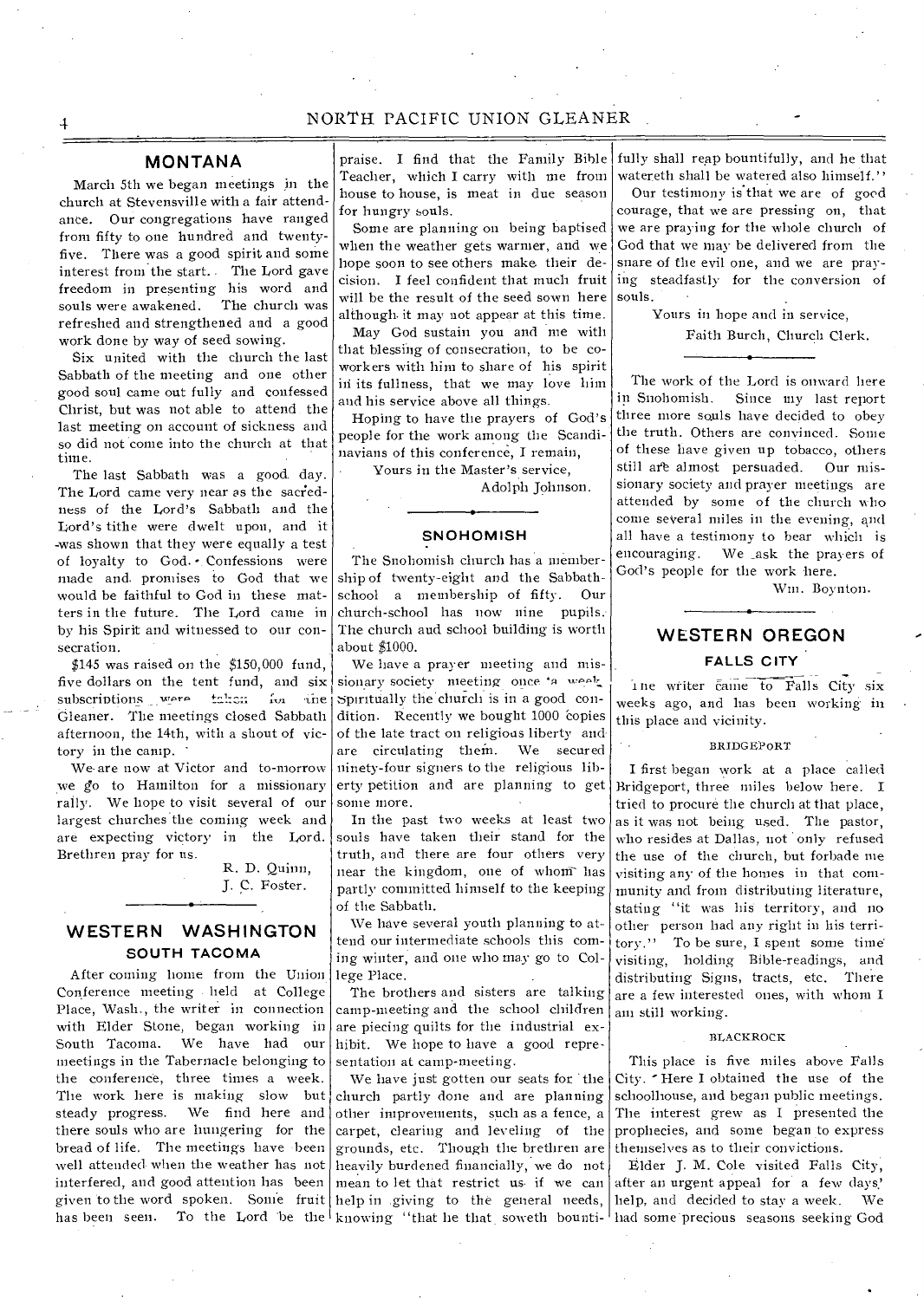## MONTANA

March 5th we began meetings in the church at Stevensville with a fair attendance. Our congregations have ranged from fifty to one hundred and twenty-five. There was a good spirit and some interest from the start. The Lord gave freedom in presenting his word and souls were awakened. The church was refreshed and strengthened and a good work done by way of seed sowing.

Six united with the church the last Sabbath of the meeting and one other good soul came out fully and confessed Christ, but was not able to attend the last meeting on account of sickness and so did not come into the church at that time.

The last Sabbath was a good day. The Lord came very near as the sacredness of the Lord's Sabbath and the Lord's tithe were dwelt upon, and it was shown that they were equally a test of loyalty to God. Confessions were made and promises to God that we would be faithful to God in these matters in the future. The Lord came in by his Spirit and witnessed to our consecration.

$145 was raised on the $150,000 fund, five dollars on the tent fund, and six subscriptions were taken for the Gleaner. The meetings closed Sabbath afternoon, the 14th, with a shout of victory in the camp.

We are now at Victor and to-morrow we go to Hamilton for a missionary rally. We hope to visit several of our largest churches the coming week and are expecting victory in the Lord. Brethren pray for us.

R. D. Quinn,
J. C. Foster.

## WESTERN WASHINGTON

### SOUTH TACOMA

After coming home from the Union Conference meeting held at College Place, Wash., the writer in connection with Elder Stone, began working in South Tacoma. We have had our meetings in the Tabernacle belonging to the conference, three times a week. The work here is making slow but steady progress. We find here and there souls who are hungering for the bread of life. The meetings have been well attended when the weather has not interfered, and good attention has been given to the word spoken. Some fruit has been seen. To the Lord be the praise. I find that the Family Bible Teacher, which I carry with me from house to house, is meat in due season for hungry souls.

Some are planning on being baptised when the weather gets warmer, and we hope soon to see others make their decision. I feel confident that much fruit will be the result of the seed sown here although it may not appear at this time.

May God sustain you and me with that blessing of consecration, to be coworkers with him to share of his spirit in its fullness, that we may love him and his service above all things.

Hoping to have the prayers of God's people for the work among the Scandinavians of this conference, I remain,

Yours in the Master's service,
Adolph Johnson.

### SNOHOMISH

The Snohomish church has a membership of twenty-eight and the Sabbath-school a membership of fifty. Our church-school has now nine pupils. The church and school building is worth about $1000.

We have a prayer meeting and missionary society meeting once a week. Spiritually the church is in a good condition. Recently we bought 1000 copies of the late tract on religious liberty and are circulating them. We secured ninety-four signers to the religious liberty petition and are planning to get some more.

In the past two weeks at least two souls have taken their stand for the truth, and there are four others very near the kingdom, one of whom has partly committed himself to the keeping of the Sabbath.

We have several youth planning to attend our intermediate schools this coming winter, and one who may go to College Place.

The brothers and sisters are talking camp-meeting and the school children are piecing quilts for the industrial exhibit. We hope to have a good representation at camp-meeting.

We have just gotten our seats for the church partly done and are planning other improvements, such as a fence, a carpet, clearing and leveling of the grounds, etc. Though the brethren are heavily burdened financially, we do not mean to let that restrict us if we can help in giving to the general needs, knowing "that he that soweth bountifully shall reap bountifully, and he that watereth shall be watered also himself."

Our testimony is that we are of good courage, that we are pressing on, that we are praying for the whole church of God that we may be delivered from the snare of the evil one, and we are praying steadfastly for the conversion of souls.

Yours in hope and in service,
Faith Burch, Church Clerk.

The work of the Lord is onward here in Snohomish. Since my last report three more souls have decided to obey the truth. Others are convinced. Some of these have given up tobacco, others still are almost persuaded. Our missionary society and prayer meetings are attended by some of the church who come several miles in the evening, and all have a testimony to bear which is encouraging. We ask the prayers of God's people for the work here.

Wm. Boynton.

## WESTERN OREGON

### FALLS CITY

The writer came to Falls City six weeks ago, and has been working in this place and vicinity.

#### BRIDGEPORT

I first began work at a place called Bridgeport, three miles below here. I tried to procure the church at that place, as it was not being used. The pastor, who resides at Dallas, not only refused the use of the church, but forbade me visiting any of the homes in that community and from distributing literature, stating "it was his territory, and no other person had any right in his territory." To be sure, I spent some time visiting, holding Bible-readings, and distributing Signs, tracts, etc. There are a few interested ones, with whom I am still working.

#### BLACKROCK

This place is five miles above Falls City. Here I obtained the use of the schoolhouse, and began public meetings. The interest grew as I presented the prophecies, and some began to express themselves as to their convictions.

Elder J. M. Cole visited Falls City, after an urgent appeal for a few days' help, and decided to stay a week. We had some precious seasons seeking God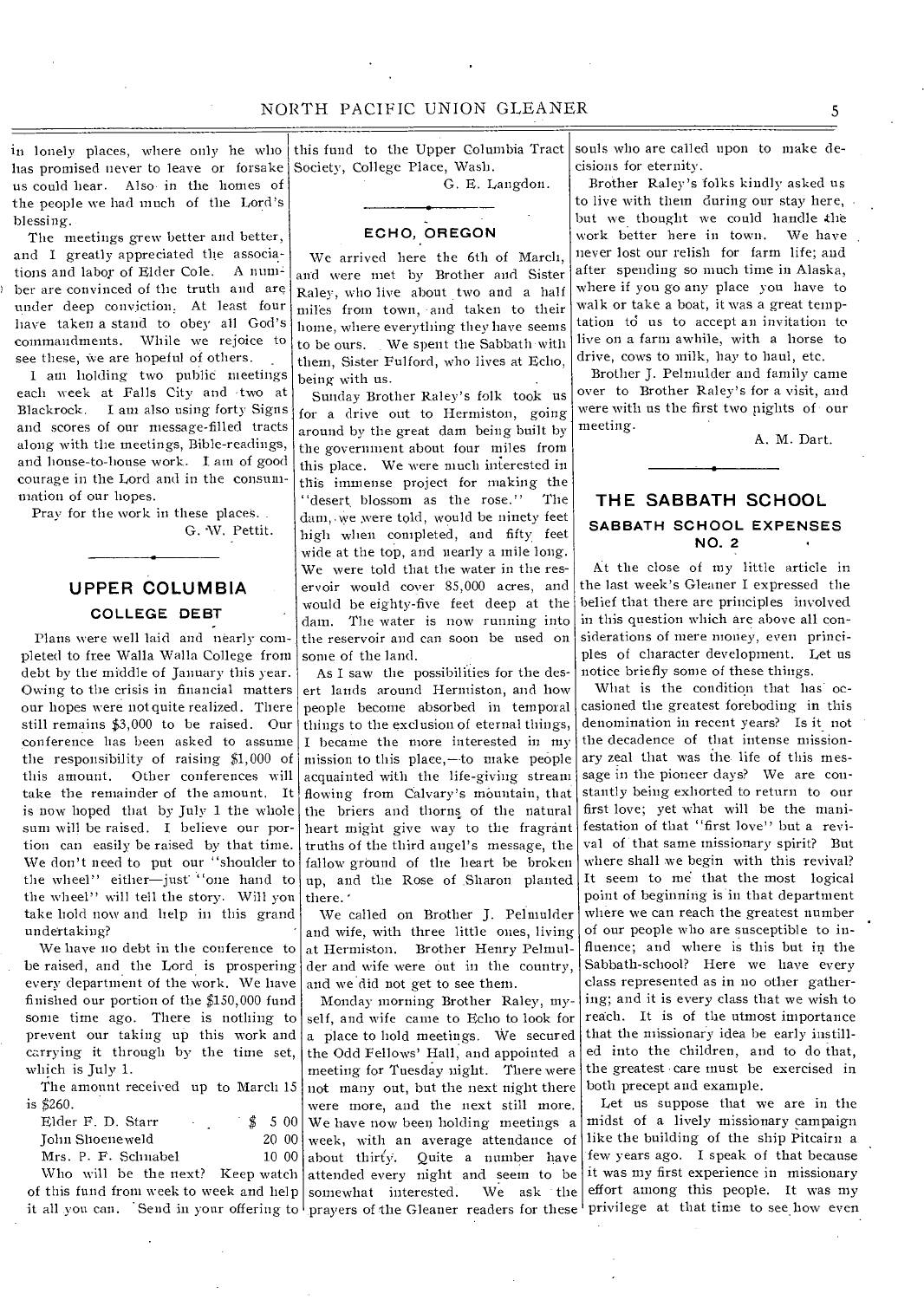in lonely places, where only he who has promised never to leave or forsake us could hear. Also in the homes of the people we had much of the Lord's blessing.

The meetings grew better and better, and I greatly appreciated the associations and labor of Elder Cole. A number are convinced of the truth and are under deep conviction. At least four have taken a stand to obey all God's commandments. While we rejoice to see these, we are hopeful of others.

I am holding two public meetings each week at Falls City and two at Blackrock. I am also using forty Signs and scores of our message-filled tracts along with the meetings, Bible-readings, and house-to-house work. I am of good courage in the Lord and in the consummation of our hopes.

Pray for the work in these places.

G. W. Pettit.

## UPPER COLUMBIA

### COLLEGE DEBT

Plans were well laid and nearly completed to free Walla Walla College from debt by the middle of January this year. Owing to the crisis in financial matters our hopes were not quite realized. There still remains $3,000 to be raised. Our conference has been asked to assume the responsibility of raising $1,000 of this amount. Other conferences will take the remainder of the amount. It is now hoped that by July 1 the whole sum will be raised. I believe our portion can easily be raised by that time. We don't need to put our "shoulder to the wheel" either—just "one hand to the wheel" will tell the story. Will you take hold now and help in this grand undertaking?

We have no debt in the conference to be raised, and the Lord is prospering every department of the work. We have finished our portion of the $150,000 fund some time ago. There is nothing to prevent our taking up this work and carrying it through by the time set, which is July 1.

The amount received up to March 15 is $260.

| | |
|---|---|
| Elder F. D. Starr | $ 5 00 |
| John Shoeneweld | 20 00 |
| Mrs. P. F. Schnabel | 10 00 |

Who will be the next? Keep watch of this fund from week to week and help it all you can. Send in your offering to this fund to the Upper Columbia Tract Society, College Place, Wash.

G. E. Langdon.

## ECHO, OREGON

We arrived here the 6th of March, and were met by Brother and Sister Raley, who live about two and a half miles from town, and taken to their home, where everything they have seems to be ours. We spent the Sabbath with them, Sister Fulford, who lives at Echo, being with us.

Sunday Brother Raley's folk took us for a drive out to Hermiston, going around by the great dam being built by the government about four miles from this place. We were much interested in this immense project for making the "desert blossom as the rose." The dam, we were told, would be ninety feet high when completed, and fifty feet wide at the top, and nearly a mile long. We were told that the water in the reservoir would cover 85,000 acres, and would be eighty-five feet deep at the dam. The water is now running into the reservoir and can soon be used on some of the land.

As I saw the possibilities for the desert lands around Hermiston, and how people become absorbed in temporal things to the exclusion of eternal things, I became the more interested in my mission to this place,—to make people acquainted with the life-giving stream flowing from Calvary's mountain, that the briers and thorns of the natural heart might give way to the fragrant truths of the third angel's message, the fallow ground of the heart be broken up, and the Rose of Sharon planted there.

We called on Brother J. Pelmulder and wife, with three little ones, living at Hermiston. Brother Henry Pelmulder and wife were out in the country, and we did not get to see them.

Monday morning Brother Raley, myself, and wife came to Echo to look for a place to hold meetings. We secured the Odd Fellows' Hall, and appointed a meeting for Tuesday night. There were not many out, but the next night there were more, and the next still more. We have now been holding meetings a week, with an average attendance of about thirty. Quite a number have attended every night and seem to be somewhat interested. We ask the prayers of the Gleaner readers for these souls who are called upon to make decisions for eternity.

Brother Raley's folks kindly asked us to live with them during our stay here, but we thought we could handle the work better here in town. We have never lost our relish for farm life; and after spending so much time in Alaska, where if you go any place you have to walk or take a boat, it was a great temptation to us to accept an invitation to live on a farm awhile, with a horse to drive, cows to milk, hay to haul, etc.

Brother J. Pelmulder and family came over to Brother Raley's for a visit, and were with us the first two nights of our meeting.

A. M. Dart.

## THE SABBATH SCHOOL

### SABBATH SCHOOL EXPENSES NO. 2

At the close of my little article in the last week's Gleaner I expressed the belief that there are principles involved in this question which are above all considerations of mere money, even principles of character development. Let us notice briefly some of these things.

What is the condition that has occasioned the greatest foreboding in this denomination in recent years? Is it not the decadence of that intense missionary zeal that was the life of this message in the pioneer days? We are constantly being exhorted to return to our first love; yet what will be the manifestation of that "first love" but a revival of that same missionary spirit? But where shall we begin with this revival? It seem to me that the most logical point of beginning is in that department where we can reach the greatest number of our people who are susceptible to influence; and where is this but in the Sabbath-school? Here we have every class represented as in no other gathering; and it is every class that we wish to reach. It is of the utmost importance that the missionary idea be early instilled into the children, and to do that, the greatest care must be exercised in both precept and example.

Let us suppose that we are in the midst of a lively missionary campaign like the building of the ship Pitcairn a few years ago. I speak of that because it was my first experience in missionary effort among this people. It was my privilege at that time to see how even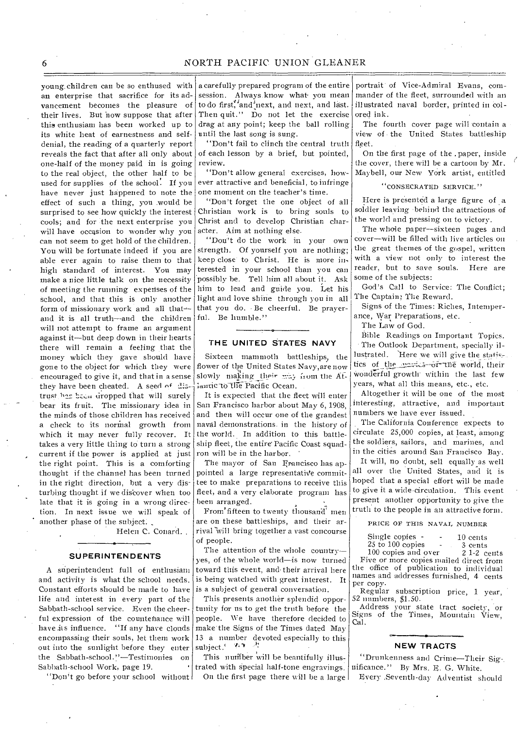young children can be so enthused with an enterprise that sacrifice for its advancement becomes the pleasure of their lives. But now suppose that after this enthusiasm has been worked up to its white heat of earnestness and self-denial, the reading of a quarterly report reveals the fact that after all only about one-half of the money paid in is going to the real object, the other half to be used for supplies of the school. If you have never just happened to note the effect of such a thing, you would be surprised to see how quickly the interest cools; and for the next enterprise you will have occasion to wonder why you can not seem to get hold of the children. You will be fortunate indeed if you are able ever again to raise them to that high standard of interest. You may make a nice little talk on the necessity of meeting the running expenses of the school, and that this is only another form of missionary work and all that—and it is all truth—and the children will not attempt to frame an argument against it—but deep down in their hearts there will remain a feeling that the money which they gave should have gone to the object for which they were encouraged to give it, and that in a sense they have been cheated. A seed of distrust has been dropped that will surely bear its fruit. The missionary idea in the minds of those children has received a check to its normal growth from which it may never fully recover. It takes a very little thing to turn a strong current if the power is applied at just the right point. This is a comforting thought if the channel has been turned in the right direction, but a very disturbing thought if we discover when too late that it is going in a wrong direction. In next issue we will speak of another phase of the subject.

Helen C. Conard.

## SUPERINTENDENTS

A superintendent full of enthusiasm and activity is what the school needs. Constant efforts should be made to have life and interest in every part of the Sabbath-school service. Even the cheerful expression of the countenance will have its influence. "If any have clouds encompassing their souls, let them work out into the sunlight before they enter the Sabbath-school."—Testimonies on Sabbath-school Work, page 19.

"Don't go before your school without a carefully prepared program of the entire session. Always know what you mean to do first, and next, and next, and last. Then quit." Do not let the exercise drag at any point; keep the ball rolling until the last song is sung.

"Don't fail to clinch the central truth of each lesson by a brief, but pointed, review.

"Don't allow general exercises, however attractive and beneficial, to infringe one moment on the teacher's time.

"Don't forget the one object of all Christian work is to bring souls to Christ and to develop Christian character. Aim at nothing else.

"Don't do the work in your own strength. Of yourself you are nothing; keep close to Christ. He is more interested in your school than you can possibly be. Tell him all about it. Ask him to lead and guide you. Let his light and love shine through you in all that you do. Be cheerful. Be prayerful. Be humble."

## THE UNITED STATES NAVY

Sixteen mammoth battleships, the flower of the United States Navy, are now slowly making their way from the Atlantic to the Pacific Ocean.

It is expected that the fleet will enter San Francisco harbor about May 6, 1908, and then will occur one of the grandest naval demonstrations in the history of the world. In addition to this battleship fleet, the entire Pacific Coast squadron will be in the harbor.

The mayor of San Francisco has appointed a large representative committee to make preparations to receive this fleet, and a very elaborate program has been arranged.

From fifteen to twenty thousand men are on these battleships, and their arrival will bring together a vast concourse of people.

The attention of the whole country—yes, of the whole world—is now turned toward this event, and their arrival here is being watched with great interest. It is a subject of general conversation.

This presents another splendid opportunity for us to get the truth before the people. We have therefore decided to make the Signs of the Times dated May 13 a number devoted especially to this subject.

This number will be beautifully illustrated with special half-tone engravings. On the first page there will be a large portrait of Vice-Admiral Evans, commander of the fleet, surrounded with an illustrated naval border, printed in colored ink.

The fourth cover page will contain a view of the United States battleship fleet.

On the first page of the paper, inside the cover, there will be a cartoon by Mr. Maybell, our New York artist, entitled

"CONSECRATED SERVICE."

Here is presented a large figure of a soldier leaving behind the attractions of the world and pressing on to victory.

The whole paper—sixteen pages and cover—will be filled with live articles on the great themes of the gospel, written with a view not only to interest the reader, but to save souls. Here are some of the subjects:

God's Call to Service: The Conflict; The Captain; The Reward.

Signs of the Times: Riches, Intemperance, War Preparations, etc.

The Law of God.

Bible Readings on Important Topics.

The Outlook Department, specially illustrated. Here we will give the statistics of the navies of the world, their wonderful growth within the last few years, what all this means, etc., etc.

Altogether it will be one of the most interesting, attractive, and important numbers we have ever issued.

The California Conference expects to circulate 25,000 copies, at least, among the soldiers, sailors, and marines, and in the cities around San Francisco Bay.

It will, no doubt, sell equally as well all over the United States, and it is hoped that a special effort will be made to give it a wide circulation. This event present another opportunity to give the truth to the people in an attractive form.

PRICE OF THIS NAVAL NUMBER

| | |
|---|---|
| Single copies | 10 cents |
| 25 to 100 copies | 3 cents |
| 100 copies and over | 2 1-2 cents |

Five or more copies mailed direct from the office of publication to individual names and addresses furnished, 4 cents per copy.

Regular subscription price, 1 year, 52 numbers, $1.50.

Address your state tract society, or Signs of the Times, Mountain View, Cal.

## NEW TRACTS

"Drunkenness and Crime—Their Significance." By Mrs. E. G. White.

Every Seventh-day Adventist should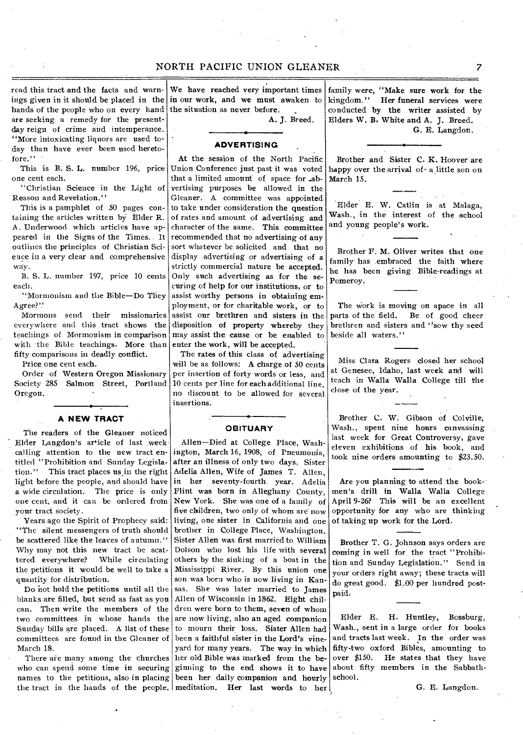read this tract and the facts and warnings given in it should be placed in the hands of the people who on every hand are seeking a remedy for the present-day reign of crime and intemperance. "More intoxicating liquors are used to-day than have ever been used heretofore."

This is B. S. L. number 196, price one cent each.

"Christian Science in the Light of Reason and Revelation."

This is a pamphlet of 50 pages containing the articles written by Elder R. A. Underwood which articles have appeared in the Signs of the Times. It outlines the principles of Christian Science in a very clear and comprehensive way.

B. S. L. number 197, price 10 cents each.

"Mormonism and the Bible—Do They Agree?"

Mormons send their missionaries everywhere and this tract shows the teachings of Mormonism in comparison with the Bible teachings. More than fifty comparisons in deadly conflict.

Price one cent each.

Order of Western Oregon Missionary Society 285 Salmon Street, Portland Oregon.

## A NEW TRACT

The readers of the Gleaner noticed Elder Langdon's article of last week calling attention to the new tract entitled "Prohibition and Sunday Legislation." This tract places us in the right light before the people, and should have a wide circulation. The price is only one cent, and it can be ordered from your tract society.

Years ago the Spirit of Prophecy said: "The silent messengers of truth should be scattered like the leaves of autumn." Why may not this new tract be scattered everywhere? While circulating the petitions it would be well to take a quantity for distribution.

Do not hold the petitions until all the blanks are filled, but send as fast as you can. Then write the members of the two committees in whose hands the Sunday bills are placed. A list of these committees are found in the Gleaner of March 18.

There are many among the churches who can spend some time in securing names to the petitions, also in placing the tract in the hands of the people. We have reached very important times in our work, and we must awaken to the situation as never before.

A. J. Breed.

## ADVERTISING

At the session of the North Pacific Union Conference just past it was voted that a limited amount of space for advertising purposes be allowed in the Gleaner. A committee was appointed to take under consideration the question of rates and amount of advertising and character of the same. This committee recommended that no advertising of any sort whatever be solicited and that no display advertising or advertising of a strictly commercial nature be accepted. Only such advertising as for the securing of help for our institutions, or to assist worthy persons in obtaining employment, or for charitable work, or to assist our brethren and sisters in the disposition of property whereby they may assist the cause or be enabled to enter the work, will be accepted.

The rates of this class of advertising will be as follows: A charge of 50 cents per insertion of forty words or less, and 10 cents per line for each additional line, no discount to be allowed for several insertions.

## OBITUARY

Allen—Died at College Place, Washington, March 16, 1908, of Pneumonia, after an illness of only two days, Sister Adelia Allen, Wife of James T. Allen, in her seventy-fourth year. Adelia Flint was born in Alleghany County, New York. She was one of a family of five children, two only of whom are now living, one sister in California and one brother in College Place, Washington. Sister Allen was first married to William Dolson who lost his life with several others by the sinking of a boat in the Mississippi River. By this union one son was born who is now living in Kansas. She was later married to James Allen of Wisconsin in 1862. Eight children were born to them, seven of whom are now living, also an aged companion to mourn their loss. Sister Allen had been a faithful sister in the Lord's vineyard for many years. The way in which her old Bible was marked from the beginning to the end shows it to have been her daily companion and hourly meditation. Her last words to her family were, "Make sure work for the kingdom." Her funeral services were conducted by the writer assisted by Elders W. B. White and A. J. Breed.

G. E. Langdon.

---

Brother and Sister C. K. Hoover are happy over the arrival of a little son on March 15.

---

Elder E. W. Catlin is at Malaga, Wash., in the interest of the school and young people's work.

---

Brother F. M. Oliver writes that one family has embraced the faith where he has been giving Bible-readings at Pomeroy.

---

The work is moving on apace in all parts of the field. Be of good cheer brethren and sisters and "sow thy seed beside all waters."

---

Miss Clara Rogers closed her school at Genesee, Idaho, last week and will teach in Walla Walla College till the close of the year.

---

Brother C. W. Gibson of Colville, Wash., spent nine hours canvassing last week for Great Controversy, gave eleven exhibitions of his book, and took nine orders amounting to $23.50.

---

Are you planning to attend the bookmen's drill in Walla Walla College April 9-26? This will be an excellent opportunity for any who are thinking of taking up work for the Lord.

---

Brother T. G. Johnson says orders are coming in well for the tract "Prohibition and Sunday Legislation." Send in your orders right away; these tracts will do great good. $1.00 per hundred postpaid.

---

Elder E. H. Huntley, Bossburg, Wash., sent in a large order for books and tracts last week. In the order was fifty-two oxford Bibles, amounting to over $150. He states that they have about fifty members in the Sabbath-school.

G. E. Langdon.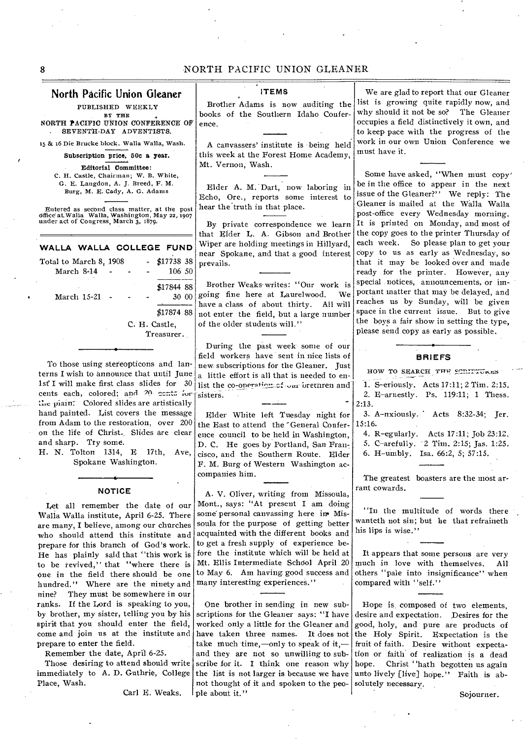# North Pacific Union Gleaner

PUBLISHED WEEKLY
BY THE
NORTH PACIFIC UNION CONFERENCE OF SEVENTH-DAY ADVENTISTS.

15 & 16 Die Brucke block. Walla Walla, Wash.

**Subscription price, 50c a year.**

**Editorial Committee:**
C. H. Castle, Chairman; W. B. White, G. E. Langdon, A. J. Breed, F. M. Burg, M. E. Cady, A. G. Adams

Entered as second class matter, at the post office at Walla Walla, Washington, May 22, 1907 under act of Congress, March 3, 1879.

## WALLA WALLA COLLEGE FUND

| | |
|---|---|
| Total to March 8, 1908 | $17738 38 |
| March 8-14 | 106 50 |
| | $17844 88 |
| March 15-21 | 30 00 |
| | $17874 88 |

C. H. Castle,
Treasurer.

To those using stereopticons and lanterns I wish to announce that until June 1st I will make first class slides for 30 cents each, colored; and 20 cents for the plain. Colored slides are artistically hand painted. List covers the message from Adam to the restoration, over 200 on the life of Christ. Slides are clear and sharp. Try some.

H. N. Tolton 1314, E 17th, Ave, Spokane Washington.

### NOTICE

Let all remember the date of our Walla Walla institute, April 6-25. There are many, I believe, among our churches who should attend this institute and prepare for this branch of God's work. He has plainly said that "this work is to be revived," that "where there is one in the field there should be one hundred." Where are the ninety and nine? They must be somewhere in our ranks. If the Lord is speaking to you, by brother, my sister, telling you by his spirit that you should enter the field, come and join us at the institute and prepare to enter the field.

Remember the date, April 6-25.

Those desiring to attend should write immediately to A. D. Guthrie, College Place, Wash.

Carl E. Weaks.

### ITEMS

Brother Adams is now auditing the books of the Southern Idaho Conference.

A canvassers' institute is being held this week at the Forest Home Academy, Mt. Vernon, Wash.

Elder A. M. Dart, now laboring in Echo, Ore., reports some interest to hear the truth in that place.

By private correspondence we learn that Elder L. A. Gibson and Brother Wiper are holding meetings in Hillyard, near Spokane, and that a good interest prevails.

Brother Weaks writes: "Our work is going fine here at Laurelwood. We have a class of about thirty. All will not enter the field, but a large number of the older students will."

During the past week some of our field workers have sent in nice lists of new subscriptions for the Gleaner. Just a little effort is all that is needed to enlist the co-operation of our brethren and sisters.

Elder White left Tuesday night for the East to attend the General Conference council to be held in Washington, D. C. He goes by Portland, San Francisco, and the Southern Route. Elder F. M. Burg of Western Washington accompanies him.

A. V. Oliver, writing from Missoula, Mont., says: "At present I am doing some personal canvassing here in Missoula for the purpose of getting better acquainted with the different books and to get a fresh supply of experience before the institute which will be held at Mt. Ellis Intermediate School April 20 to May 6. Am having good success and many interesting experiences."

One brother in sending in new subscriptions for the Gleaner says: "I have worked only a little for the Gleaner and have taken three names. It does not take much time,—only to speak of it,—and they are not so unwilling to subscribe for it. I think one reason why the list is not larger is because we have not thought of it and spoken to the people about it."

We are glad to report that our Gleaner list is growing quite rapidly now, and why should it not be so? The Gleaner occupies a field distinctively its own, and to keep pace with the progress of the work in our own Union Conference we must have it.

Some have asked, "When must copy be in the office to appear in the next issue of the Gleaner?" We reply: The Gleaner is mailed at the Walla Walla post-office every Wednesday morning. It is printed on Monday, and most of the copy goes to the printer Thursday of each week. So please plan to get your copy to us as early as Wednesday, so that it may be looked over and made ready for the printer. However, any special notices, announcements, or important matter that may be delayed, and reaches us by Sunday, will be given space in the current issue. But to give the boys a fair show in setting the type, please send copy as early as possible.

### BRIEFS

HOW TO SEARCH THE SCRIPTURES

1. S-eriously. Acts 17:11; 2 Tim. 2:15.
2. E-arnestly. Ps. 119:11; 1 Thess. 2:13.
3. A-nxiously. Acts 8:32-34; Jer. 15:16.
4. R-egularly. Acts 17:11; Job 23:12.
5. C-arefully. 2 Tim. 2:15; Jas. 1:25.
6. H-umbly. Isa. 66:2, 5; 57:15.

The greatest boasters are the most arrant cowards.

"In the multitude of words there wanteth not sin; but he that refraineth his lips is wise."

It appears that some persons are very much in love with themselves. All others "pale into insignificance" when compared with "self."

Hope is composed of two elements, desire and expectation. Desires for the good, holy, and pure are products of the Holy Spirit. Expectation is the fruit of faith. Desire without expectation or faith of realization is a dead hope. Christ "hath begotten us again unto lively [live] hope." Faith is absolutely necessary.

Sojourner.